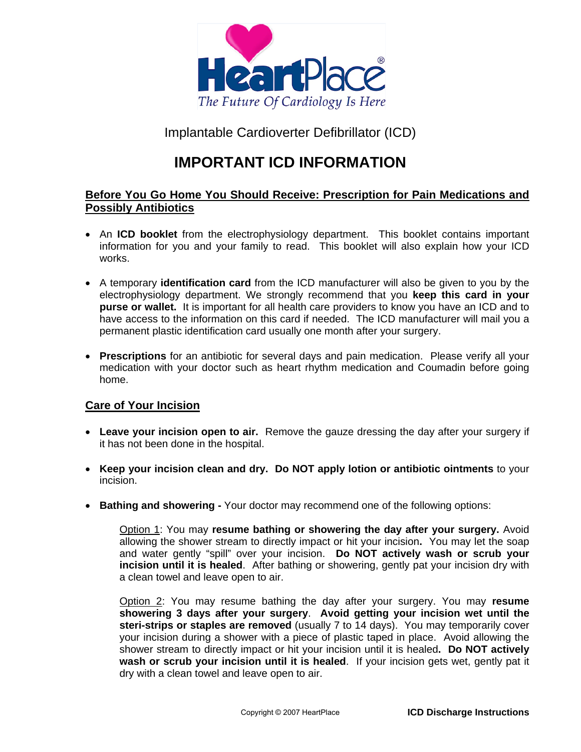HeartPlace®

*The Future Of Cardiology Is Here*

Implantable Cardioverter Defibrillator (ICD)

# IMPORTANT ICD INFORMATION

## Before You Go Home You Should Receive: Prescription for Pain Medications and Possibly Antibiotics

- An **ICD booklet** from the electrophysiology department. This booklet contains important information for you and your family to read. This booklet will also explain how your ICD works.
- A temporary **identification card** from the ICD manufacturer will also be given to you by the electrophysiology department. We strongly recommend that you **keep this card in your purse or wallet.** It is important for all health care providers to know you have an ICD and to have access to the information on this card if needed. The ICD manufacturer will mail you a permanent plastic identification card usually one month after your surgery.
- **Prescriptions** for an antibiotic for several days and pain medication. Please verify all your medication with your doctor such as heart rhythm medication and Coumadin before going home.

## Care of Your Incision

- **Leave your incision open to air.** Remove the gauze dressing the day after your surgery if it has not been done in the hospital.
- **Keep your incision clean and dry. Do NOT apply lotion or antibiotic ointments** to your incision.
- **Bathing and showering -** Your doctor may recommend one of the following options:

  Option 1: You may **resume bathing or showering the day after your surgery.** Avoid allowing the shower stream to directly impact or hit your incision**.** You may let the soap and water gently "spill" over your incision. **Do NOT actively wash or scrub your incision until it is healed**. After bathing or showering, gently pat your incision dry with a clean towel and leave open to air.

  Option 2: You may resume bathing the day after your surgery. You may **resume showering 3 days after your surgery**. **Avoid getting your incision wet until the steri-strips or staples are removed** (usually 7 to 14 days). You may temporarily cover your incision during a shower with a piece of plastic taped in place. Avoid allowing the shower stream to directly impact or hit your incision until it is healed**. Do NOT actively wash or scrub your incision until it is healed**. If your incision gets wet, gently pat it dry with a clean towel and leave open to air.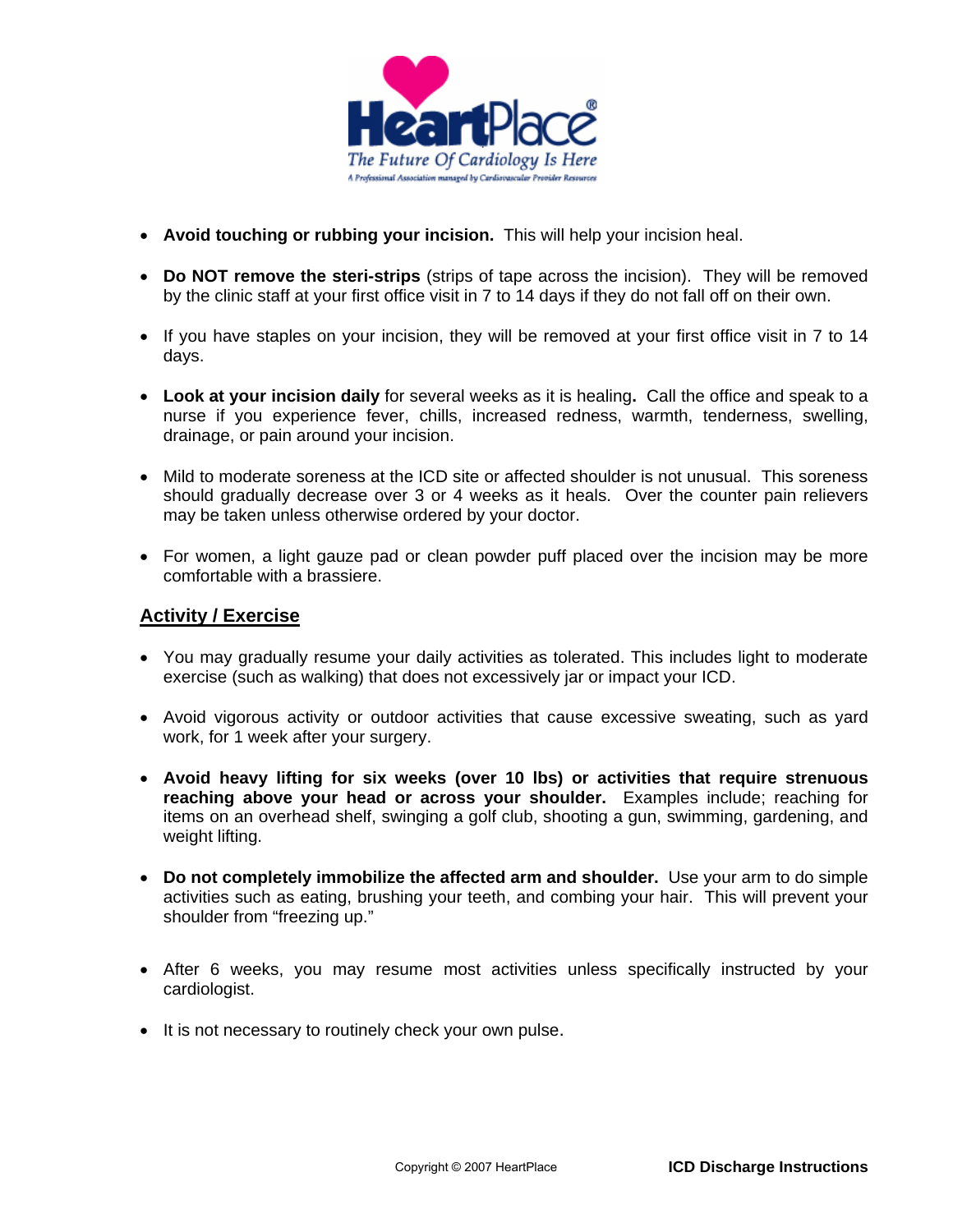- **Avoid touching or rubbing your incision.** This will help your incision heal.

- **Do NOT remove the steri-strips** (strips of tape across the incision). They will be removed by the clinic staff at your first office visit in 7 to 14 days if they do not fall off on their own.

- If you have staples on your incision, they will be removed at your first office visit in 7 to 14 days.

- **Look at your incision daily** for several weeks as it is healing**.** Call the office and speak to a nurse if you experience fever, chills, increased redness, warmth, tenderness, swelling, drainage, or pain around your incision.

- Mild to moderate soreness at the ICD site or affected shoulder is not unusual. This soreness should gradually decrease over 3 or 4 weeks as it heals. Over the counter pain relievers may be taken unless otherwise ordered by your doctor.

- For women, a light gauze pad or clean powder puff placed over the incision may be more comfortable with a brassiere.

## Activity / Exercise

- You may gradually resume your daily activities as tolerated. This includes light to moderate exercise (such as walking) that does not excessively jar or impact your ICD.

- Avoid vigorous activity or outdoor activities that cause excessive sweating, such as yard work, for 1 week after your surgery.

- **Avoid heavy lifting for six weeks (over 10 lbs) or activities that require strenuous reaching above your head or across your shoulder.** Examples include; reaching for items on an overhead shelf, swinging a golf club, shooting a gun, swimming, gardening, and weight lifting.

- **Do not completely immobilize the affected arm and shoulder.** Use your arm to do simple activities such as eating, brushing your teeth, and combing your hair. This will prevent your shoulder from "freezing up."

- After 6 weeks, you may resume most activities unless specifically instructed by your cardiologist.

- It is not necessary to routinely check your own pulse.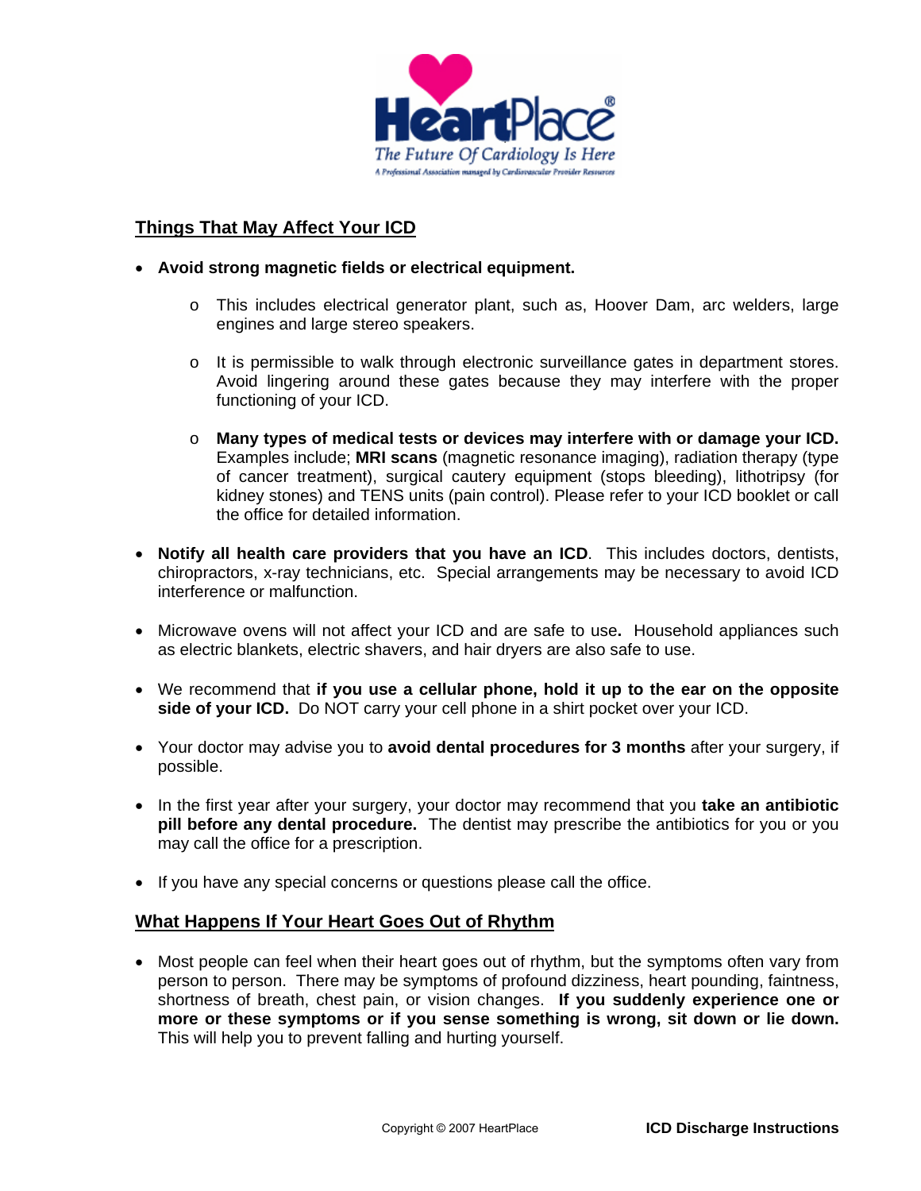## Things That May Affect Your ICD

- **Avoid strong magnetic fields or electrical equipment.**
  - This includes electrical generator plant, such as, Hoover Dam, arc welders, large engines and large stereo speakers.
  - It is permissible to walk through electronic surveillance gates in department stores. Avoid lingering around these gates because they may interfere with the proper functioning of your ICD.
  - **Many types of medical tests or devices may interfere with or damage your ICD.** Examples include; **MRI scans** (magnetic resonance imaging), radiation therapy (type of cancer treatment), surgical cautery equipment (stops bleeding), lithotripsy (for kidney stones) and TENS units (pain control). Please refer to your ICD booklet or call the office for detailed information.
- **Notify all health care providers that you have an ICD**. This includes doctors, dentists, chiropractors, x-ray technicians, etc. Special arrangements may be necessary to avoid ICD interference or malfunction.
- Microwave ovens will not affect your ICD and are safe to use**.** Household appliances such as electric blankets, electric shavers, and hair dryers are also safe to use.
- We recommend that **if you use a cellular phone, hold it up to the ear on the opposite side of your ICD.** Do NOT carry your cell phone in a shirt pocket over your ICD.
- Your doctor may advise you to **avoid dental procedures for 3 months** after your surgery, if possible.
- In the first year after your surgery, your doctor may recommend that you **take an antibiotic pill before any dental procedure.** The dentist may prescribe the antibiotics for you or you may call the office for a prescription.
- If you have any special concerns or questions please call the office.

## What Happens If Your Heart Goes Out of Rhythm

- Most people can feel when their heart goes out of rhythm, but the symptoms often vary from person to person. There may be symptoms of profound dizziness, heart pounding, faintness, shortness of breath, chest pain, or vision changes. **If you suddenly experience one or more or these symptoms or if you sense something is wrong, sit down or lie down.** This will help you to prevent falling and hurting yourself.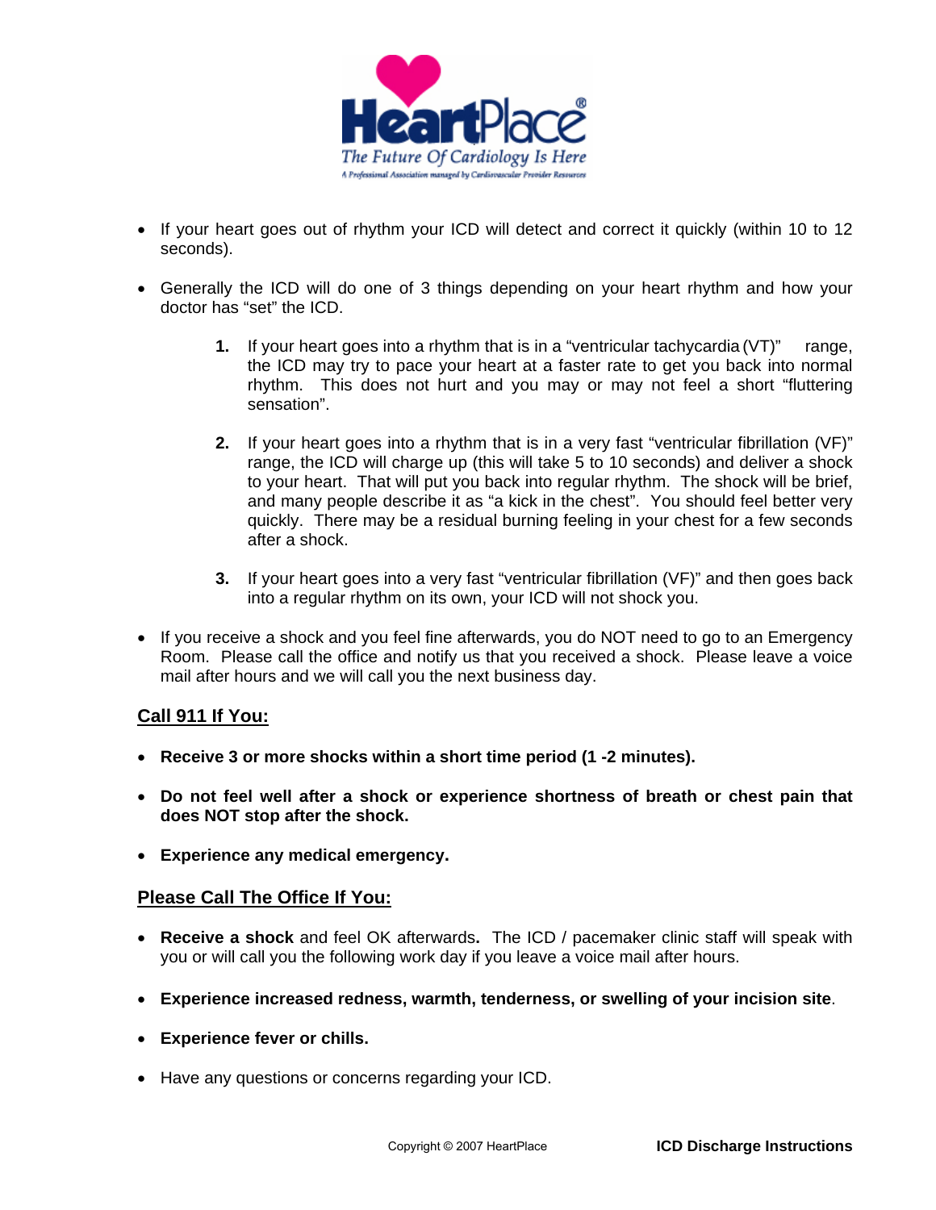- If your heart goes out of rhythm your ICD will detect and correct it quickly (within 10 to 12 seconds).

- Generally the ICD will do one of 3 things depending on your heart rhythm and how your doctor has "set" the ICD.

  1. If your heart goes into a rhythm that is in a "ventricular tachycardia (VT)" range, the ICD may try to pace your heart at a faster rate to get you back into normal rhythm. This does not hurt and you may or may not feel a short "fluttering sensation".

  2. If your heart goes into a rhythm that is in a very fast "ventricular fibrillation (VF)" range, the ICD will charge up (this will take 5 to 10 seconds) and deliver a shock to your heart. That will put you back into regular rhythm. The shock will be brief, and many people describe it as "a kick in the chest". You should feel better very quickly. There may be a residual burning feeling in your chest for a few seconds after a shock.

  3. If your heart goes into a very fast "ventricular fibrillation (VF)" and then goes back into a regular rhythm on its own, your ICD will not shock you.

- If you receive a shock and you feel fine afterwards, you do NOT need to go to an Emergency Room. Please call the office and notify us that you received a shock. Please leave a voice mail after hours and we will call you the next business day.

## Call 911 If You:

- **Receive 3 or more shocks within a short time period (1 -2 minutes).**

- **Do not feel well after a shock or experience shortness of breath or chest pain that does NOT stop after the shock.**

- **Experience any medical emergency.**

## Please Call The Office If You:

- **Receive a shock** and feel OK afterwards**.** The ICD / pacemaker clinic staff will speak with you or will call you the following work day if you leave a voice mail after hours.

- **Experience increased redness, warmth, tenderness, or swelling of your incision site**.

- **Experience fever or chills.**

- Have any questions or concerns regarding your ICD.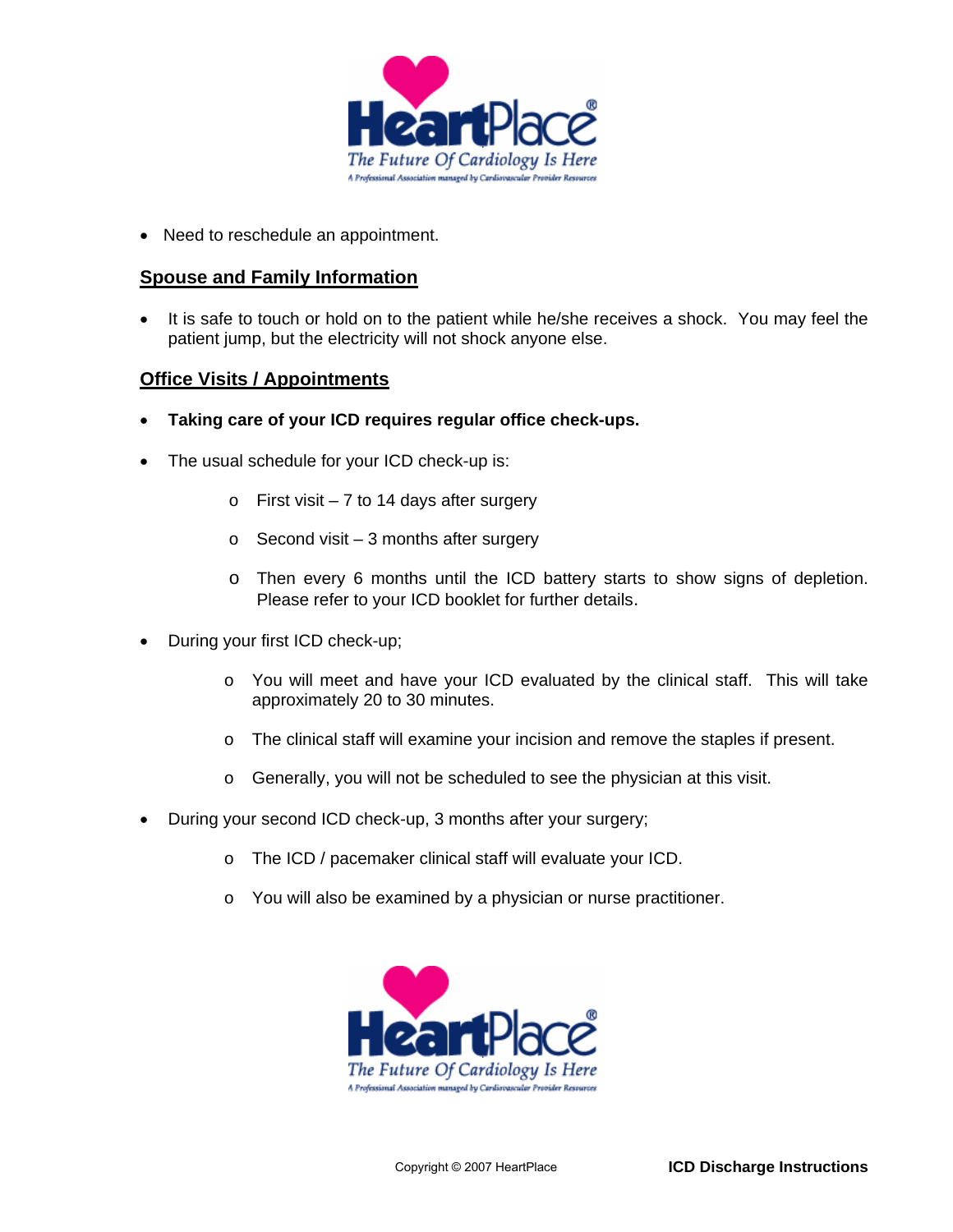- Need to reschedule an appointment.

## Spouse and Family Information

- It is safe to touch or hold on to the patient while he/she receives a shock. You may feel the patient jump, but the electricity will not shock anyone else.

## Office Visits / Appointments

- **Taking care of your ICD requires regular office check-ups.**
- The usual schedule for your ICD check-up is:
  - First visit – 7 to 14 days after surgery
  - Second visit – 3 months after surgery
  - Then every 6 months until the ICD battery starts to show signs of depletion. Please refer to your ICD booklet for further details.
- During your first ICD check-up;
  - You will meet and have your ICD evaluated by the clinical staff. This will take approximately 20 to 30 minutes.
  - The clinical staff will examine your incision and remove the staples if present.
  - Generally, you will not be scheduled to see the physician at this visit.
- During your second ICD check-up, 3 months after your surgery;
  - The ICD / pacemaker clinical staff will evaluate your ICD.
  - You will also be examined by a physician or nurse practitioner.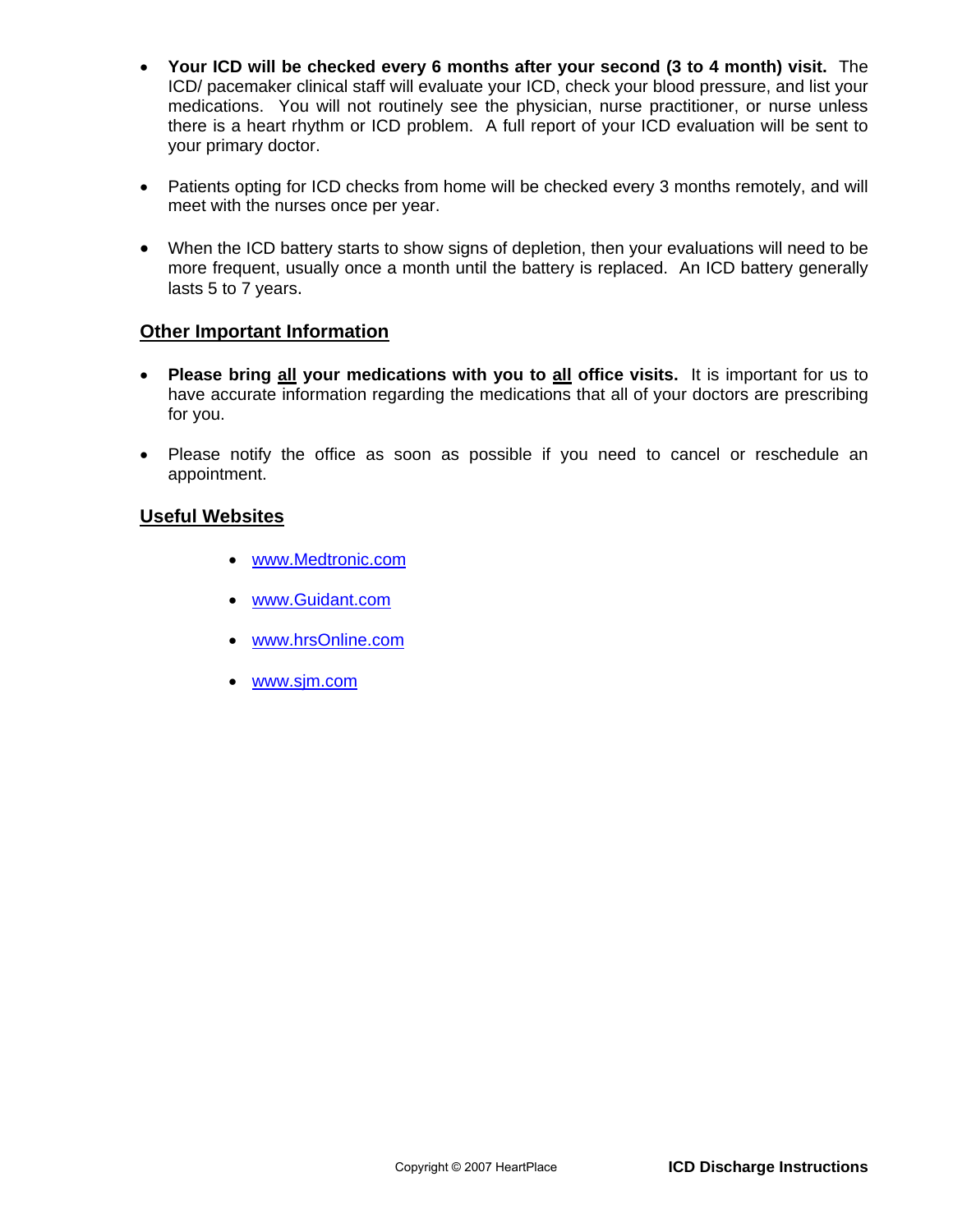- **Your ICD will be checked every 6 months after your second (3 to 4 month) visit.** The ICD/ pacemaker clinical staff will evaluate your ICD, check your blood pressure, and list your medications. You will not routinely see the physician, nurse practitioner, or nurse unless there is a heart rhythm or ICD problem. A full report of your ICD evaluation will be sent to your primary doctor.

- Patients opting for ICD checks from home will be checked every 3 months remotely, and will meet with the nurses once per year.

- When the ICD battery starts to show signs of depletion, then your evaluations will need to be more frequent, usually once a month until the battery is replaced. An ICD battery generally lasts 5 to 7 years.

## Other Important Information

- **Please bring all your medications with you to all office visits.** It is important for us to have accurate information regarding the medications that all of your doctors are prescribing for you.

- Please notify the office as soon as possible if you need to cancel or reschedule an appointment.

## Useful Websites

- www.Medtronic.com
- www.Guidant.com
- www.hrsOnline.com
- www.sjm.com

Copyright © 2007 HeartPlace